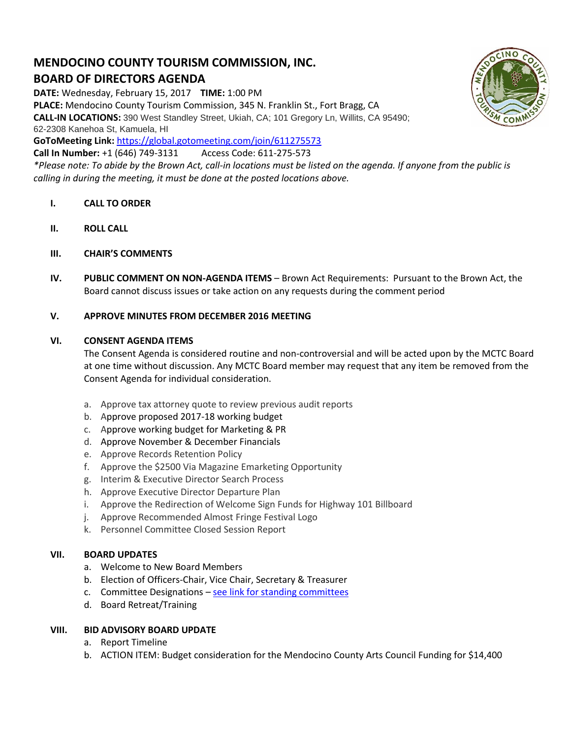# MENDOCINO COUNTY TOURISM COMMISSION, INC.

## BOARD OF DIRECTORS AGENDA

**DATE:** Wednesday, February 15, 2017 **TIME:** 1:00 PM
**PLACE:** Mendocino County Tourism Commission, 345 N. Franklin St., Fort Bragg, CA
**CALL-IN LOCATIONS:** 390 West Standley Street, Ukiah, CA; 101 Gregory Ln, Willits, CA 95490; 62-2308 Kanehoa St, Kamuela, HI
**GoToMeeting Link:** https://global.gotomeeting.com/join/611275573
**Call In Number:** +1 (646) 749-3131 Access Code: 611-275-573

*\*Please note: To abide by the Brown Act, call-in locations must be listed on the agenda. If anyone from the public is calling in during the meeting, it must be done at the posted locations above.*

**I. CALL TO ORDER**

**II. ROLL CALL**

**III. CHAIR'S COMMENTS**

**IV. PUBLIC COMMENT ON NON-AGENDA ITEMS** – Brown Act Requirements: Pursuant to the Brown Act, the Board cannot discuss issues or take action on any requests during the comment period

**V. APPROVE MINUTES FROM DECEMBER 2016 MEETING**

**VI. CONSENT AGENDA ITEMS**

The Consent Agenda is considered routine and non-controversial and will be acted upon by the MCTC Board at one time without discussion. Any MCTC Board member may request that any item be removed from the Consent Agenda for individual consideration.

a. Approve tax attorney quote to review previous audit reports
b. Approve proposed 2017-18 working budget
c. Approve working budget for Marketing & PR
d. Approve November & December Financials
e. Approve Records Retention Policy
f. Approve the $2500 Via Magazine Emarketing Opportunity
g. Interim & Executive Director Search Process
h. Approve Executive Director Departure Plan
i. Approve the Redirection of Welcome Sign Funds for Highway 101 Billboard
j. Approve Recommended Almost Fringe Festival Logo
k. Personnel Committee Closed Session Report

**VII. BOARD UPDATES**

a. Welcome to New Board Members
b. Election of Officers-Chair, Vice Chair, Secretary & Treasurer
c. Committee Designations – see link for standing committees
d. Board Retreat/Training

**VIII. BID ADVISORY BOARD UPDATE**

a. Report Timeline
b. ACTION ITEM: Budget consideration for the Mendocino County Arts Council Funding for $14,400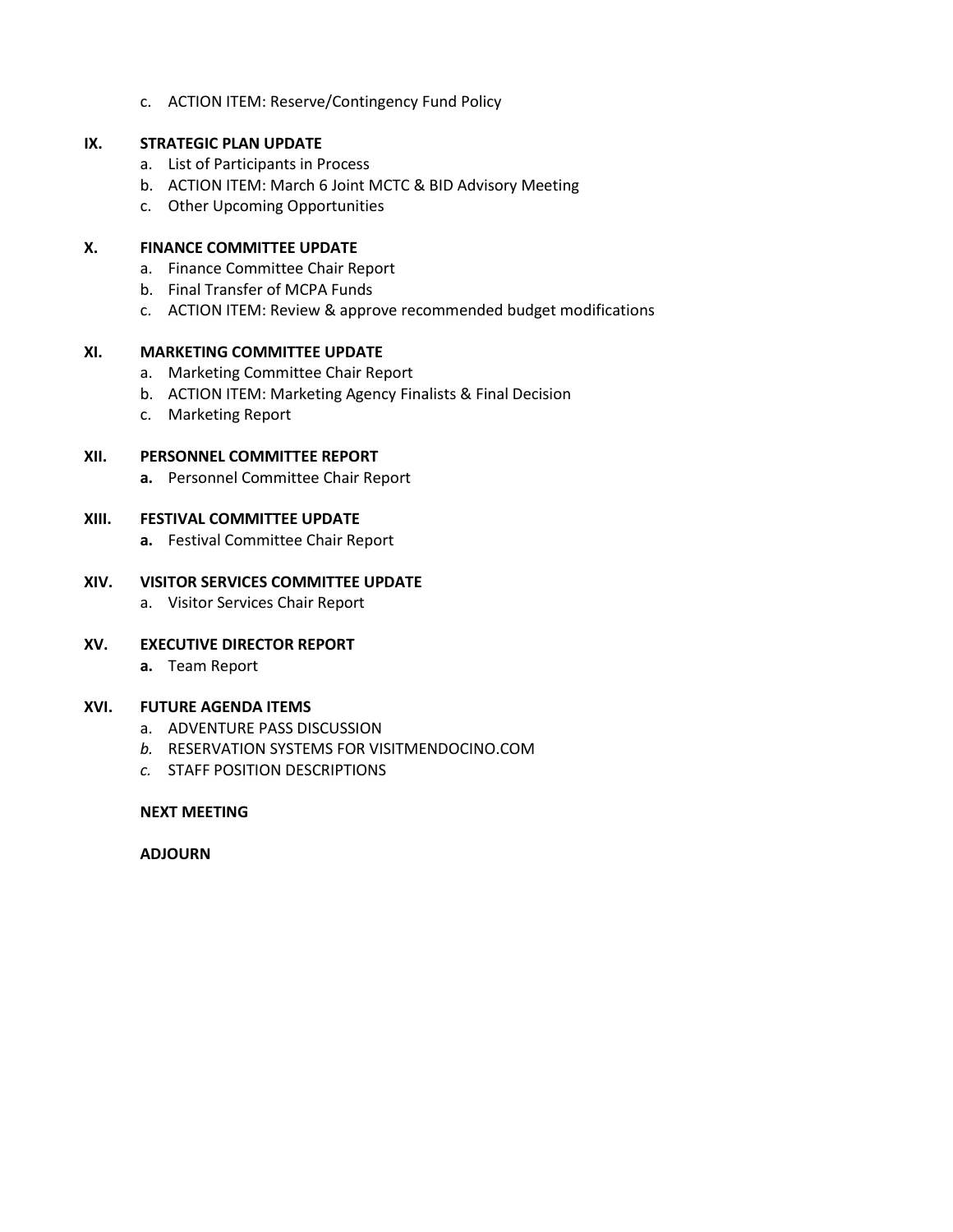c. ACTION ITEM: Reserve/Contingency Fund Policy

**IX. STRATEGIC PLAN UPDATE**

a. List of Participants in Process
b. ACTION ITEM: March 6 Joint MCTC & BID Advisory Meeting
c. Other Upcoming Opportunities

**X. FINANCE COMMITTEE UPDATE**

a. Finance Committee Chair Report
b. Final Transfer of MCPA Funds
c. ACTION ITEM: Review & approve recommended budget modifications

**XI. MARKETING COMMITTEE UPDATE**

a. Marketing Committee Chair Report
b. ACTION ITEM: Marketing Agency Finalists & Final Decision
c. Marketing Report

**XII. PERSONNEL COMMITTEE REPORT**

**a.** Personnel Committee Chair Report

**XIII. FESTIVAL COMMITTEE UPDATE**

**a.** Festival Committee Chair Report

**XIV. VISITOR SERVICES COMMITTEE UPDATE**

a. Visitor Services Chair Report

**XV. EXECUTIVE DIRECTOR REPORT**

**a.** Team Report

**XVI. FUTURE AGENDA ITEMS**

a. ADVENTURE PASS DISCUSSION
*b.* RESERVATION SYSTEMS FOR VISITMENDOCINO.COM
*c.* STAFF POSITION DESCRIPTIONS

**NEXT MEETING**

**ADJOURN**